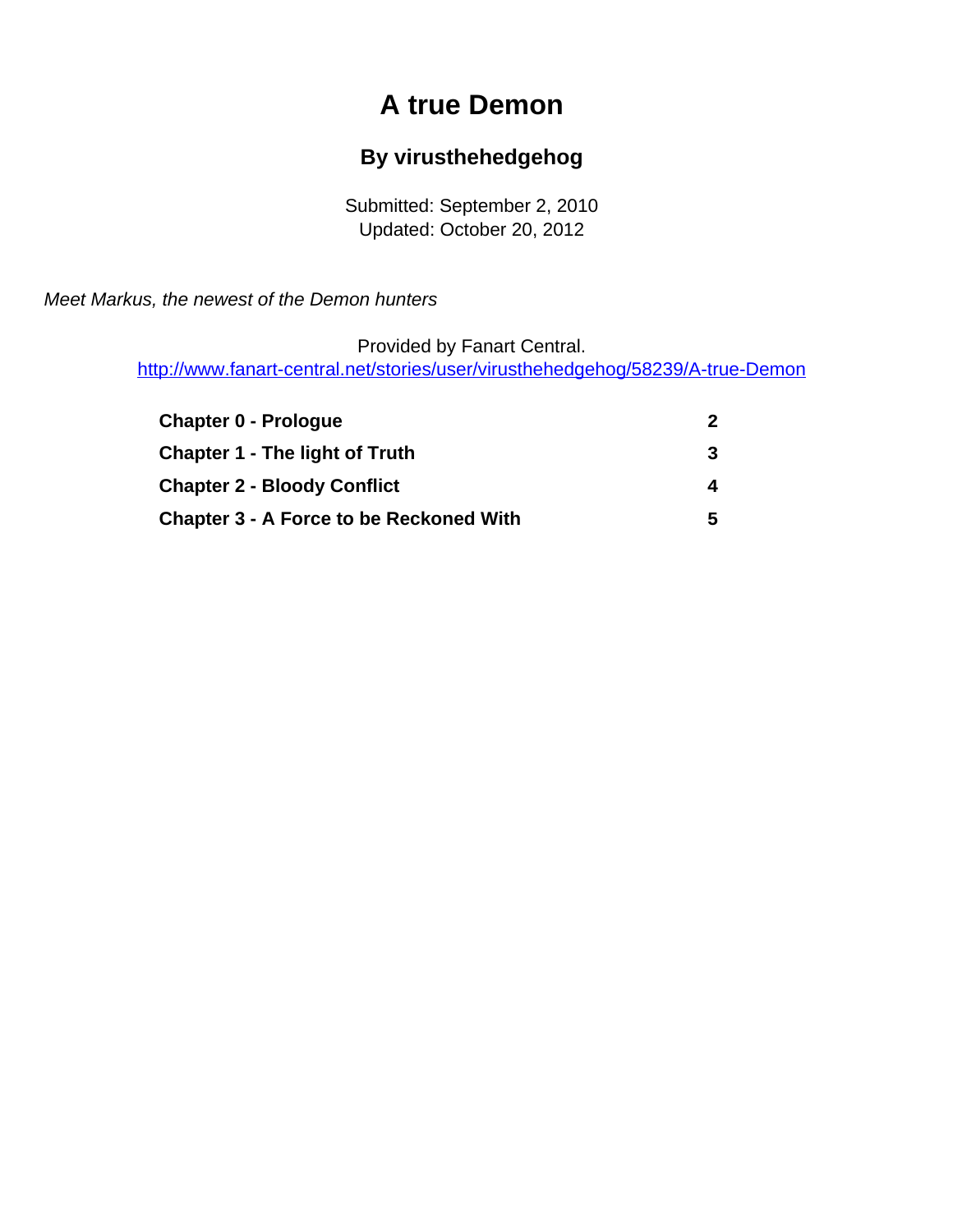# A true Demon

## By virusthehedgehog

Submitted: September 2, 2010
Updated: October 20, 2012

*Meet Markus, the newest of the Demon hunters*

Provided by Fanart Central.
http://www.fanart-central.net/stories/user/virusthehedgehog/58239/A-true-Demon

| | |
|---|---|
| **Chapter 0 - Prologue** | **2** |
| **Chapter 1 - The light of Truth** | **3** |
| **Chapter 2 - Bloody Conflict** | **4** |
| **Chapter 3 - A Force to be Reckoned With** | **5** |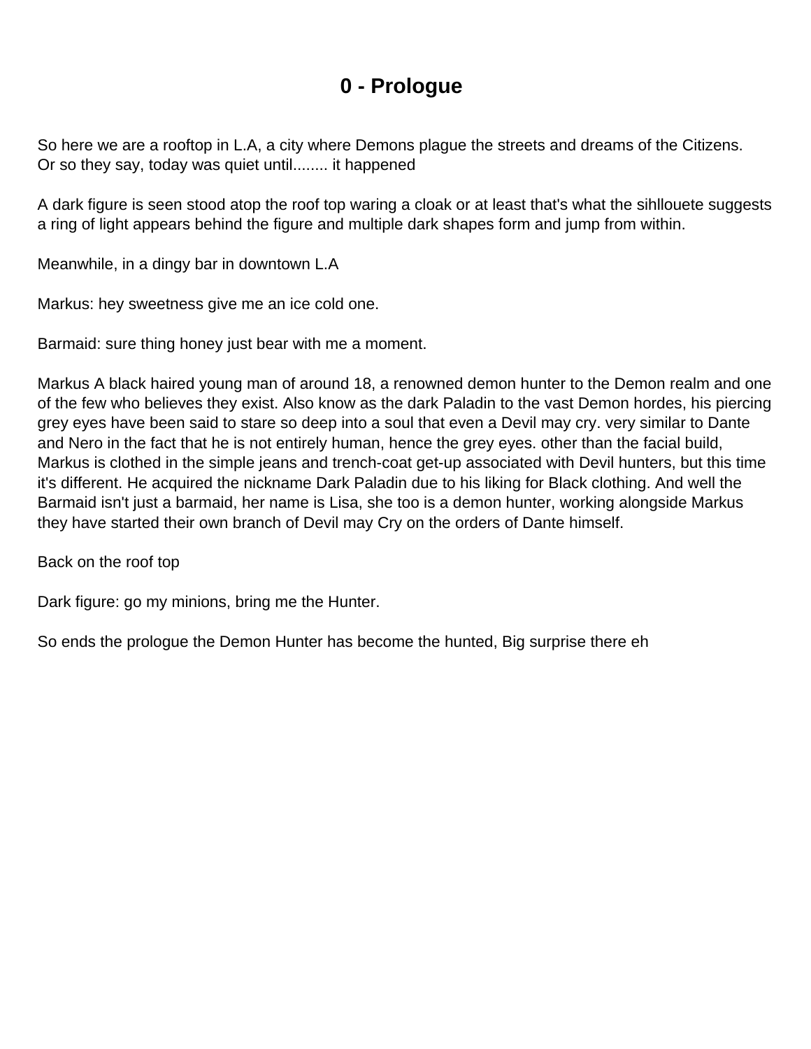# 0 - Prologue

So here we are a rooftop in L.A, a city where Demons plague the streets and dreams of the Citizens. Or so they say, today was quiet until........ it happened

A dark figure is seen stood atop the roof top waring a cloak or at least that's what the sihllouete suggests a ring of light appears behind the figure and multiple dark shapes form and jump from within.

Meanwhile, in a dingy bar in downtown L.A

Markus: hey sweetness give me an ice cold one.

Barmaid: sure thing honey just bear with me a moment.

Markus A black haired young man of around 18, a renowned demon hunter to the Demon realm and one of the few who believes they exist. Also know as the dark Paladin to the vast Demon hordes, his piercing grey eyes have been said to stare so deep into a soul that even a Devil may cry. very similar to Dante and Nero in the fact that he is not entirely human, hence the grey eyes. other than the facial build, Markus is clothed in the simple jeans and trench-coat get-up associated with Devil hunters, but this time it's different. He acquired the nickname Dark Paladin due to his liking for Black clothing. And well the Barmaid isn't just a barmaid, her name is Lisa, she too is a demon hunter, working alongside Markus they have started their own branch of Devil may Cry on the orders of Dante himself.

Back on the roof top

Dark figure: go my minions, bring me the Hunter.

So ends the prologue the Demon Hunter has become the hunted, Big surprise there eh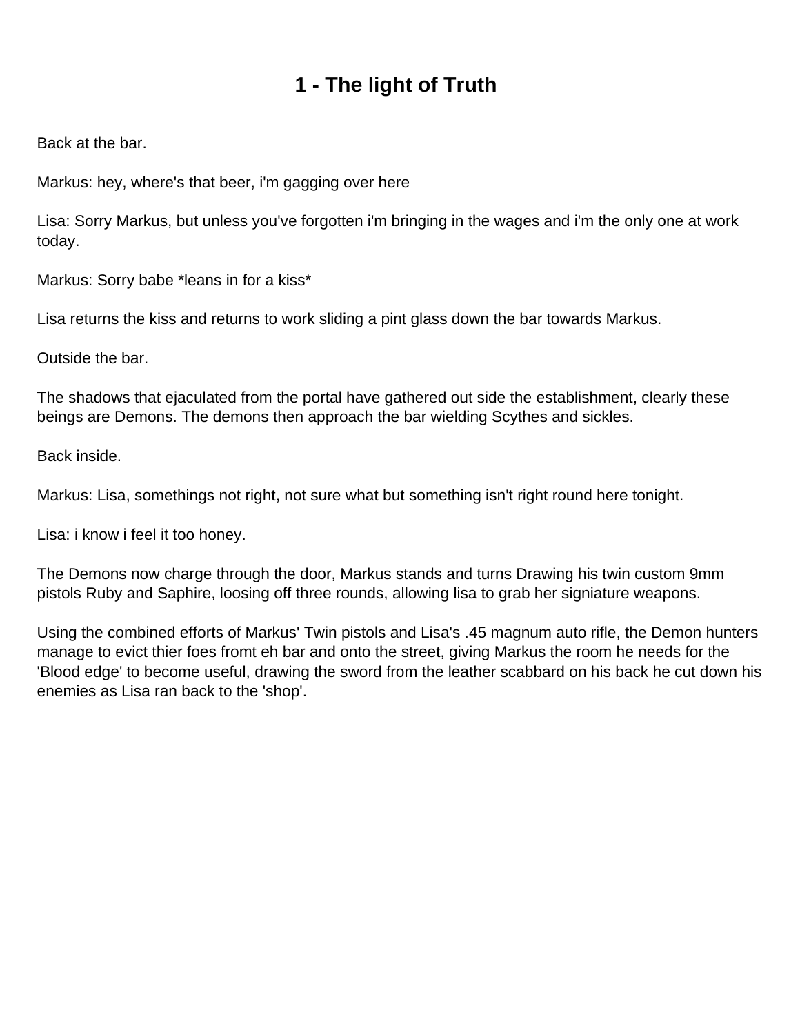# 1 - The light of Truth

Back at the bar.

Markus: hey, where's that beer, i'm gagging over here

Lisa: Sorry Markus, but unless you've forgotten i'm bringing in the wages and i'm the only one at work today.

Markus: Sorry babe *leans in for a kiss*

Lisa returns the kiss and returns to work sliding a pint glass down the bar towards Markus.

Outside the bar.

The shadows that ejaculated from the portal have gathered out side the establishment, clearly these beings are Demons. The demons then approach the bar wielding Scythes and sickles.

Back inside.

Markus: Lisa, somethings not right, not sure what but something isn't right round here tonight.

Lisa: i know i feel it too honey.

The Demons now charge through the door, Markus stands and turns Drawing his twin custom 9mm pistols Ruby and Saphire, loosing off three rounds, allowing lisa to grab her signiature weapons.

Using the combined efforts of Markus' Twin pistols and Lisa's .45 magnum auto rifle, the Demon hunters manage to evict thier foes fromt eh bar and onto the street, giving Markus the room he needs for the 'Blood edge' to become useful, drawing the sword from the leather scabbard on his back he cut down his enemies as Lisa ran back to the 'shop'.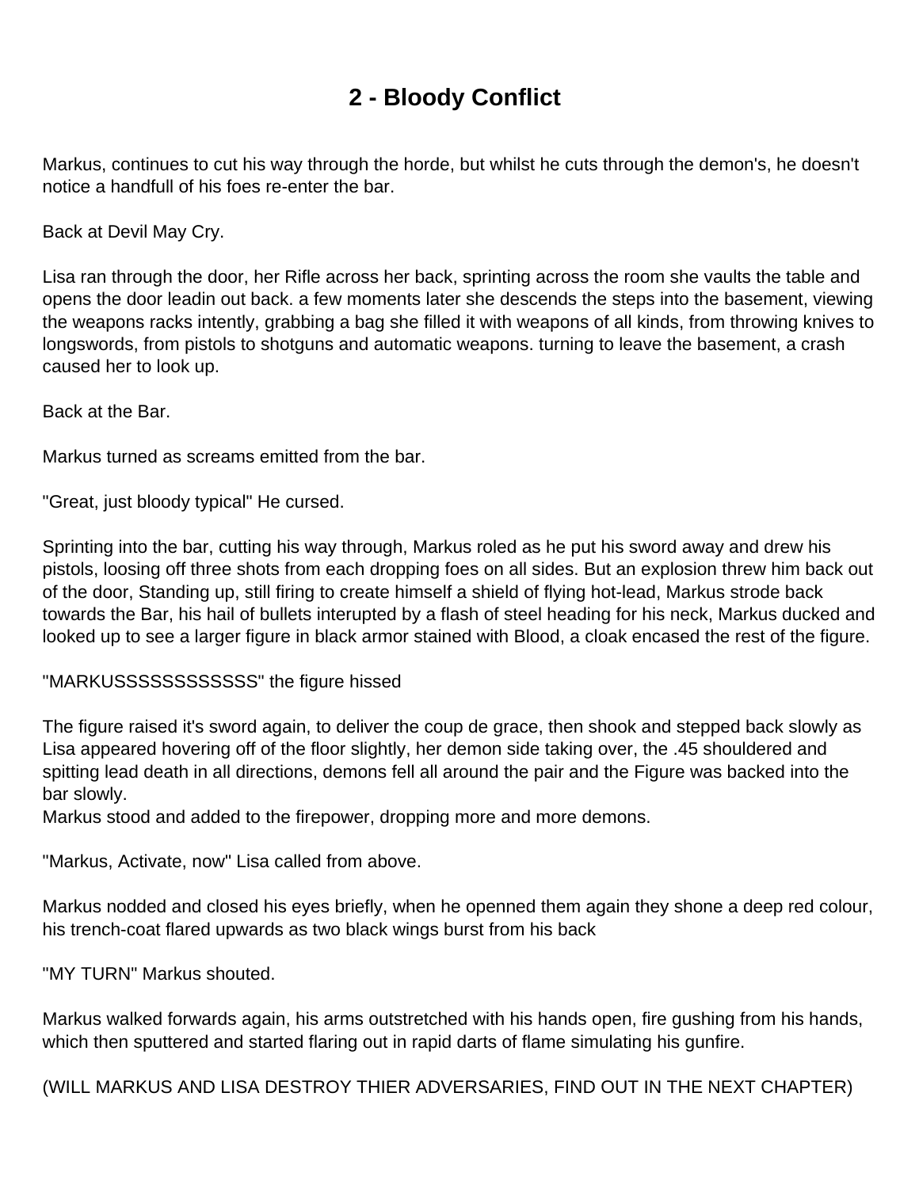# 2 - Bloody Conflict

Markus, continues to cut his way through the horde, but whilst he cuts through the demon's, he doesn't notice a handfull of his foes re-enter the bar.

Back at Devil May Cry.

Lisa ran through the door, her Rifle across her back, sprinting across the room she vaults the table and opens the door leadin out back. a few moments later she descends the steps into the basement, viewing the weapons racks intently, grabbing a bag she filled it with weapons of all kinds, from throwing knives to longswords, from pistols to shotguns and automatic weapons. turning to leave the basement, a crash caused her to look up.

Back at the Bar.

Markus turned as screams emitted from the bar.

"Great, just bloody typical" He cursed.

Sprinting into the bar, cutting his way through, Markus roled as he put his sword away and drew his pistols, loosing off three shots from each dropping foes on all sides. But an explosion threw him back out of the door, Standing up, still firing to create himself a shield of flying hot-lead, Markus strode back towards the Bar, his hail of bullets interupted by a flash of steel heading for his neck, Markus ducked and looked up to see a larger figure in black armor stained with Blood, a cloak encased the rest of the figure.

"MARKUSSSSSSSSSSSS" the figure hissed

The figure raised it's sword again, to deliver the coup de grace, then shook and stepped back slowly as Lisa appeared hovering off of the floor slightly, her demon side taking over, the .45 shouldered and spitting lead death in all directions, demons fell all around the pair and the Figure was backed into the bar slowly.
Markus stood and added to the firepower, dropping more and more demons.

"Markus, Activate, now" Lisa called from above.

Markus nodded and closed his eyes briefly, when he openned them again they shone a deep red colour, his trench-coat flared upwards as two black wings burst from his back

"MY TURN" Markus shouted.

Markus walked forwards again, his arms outstretched with his hands open, fire gushing from his hands, which then sputtered and started flaring out in rapid darts of flame simulating his gunfire.

(WILL MARKUS AND LISA DESTROY THIER ADVERSARIES, FIND OUT IN THE NEXT CHAPTER)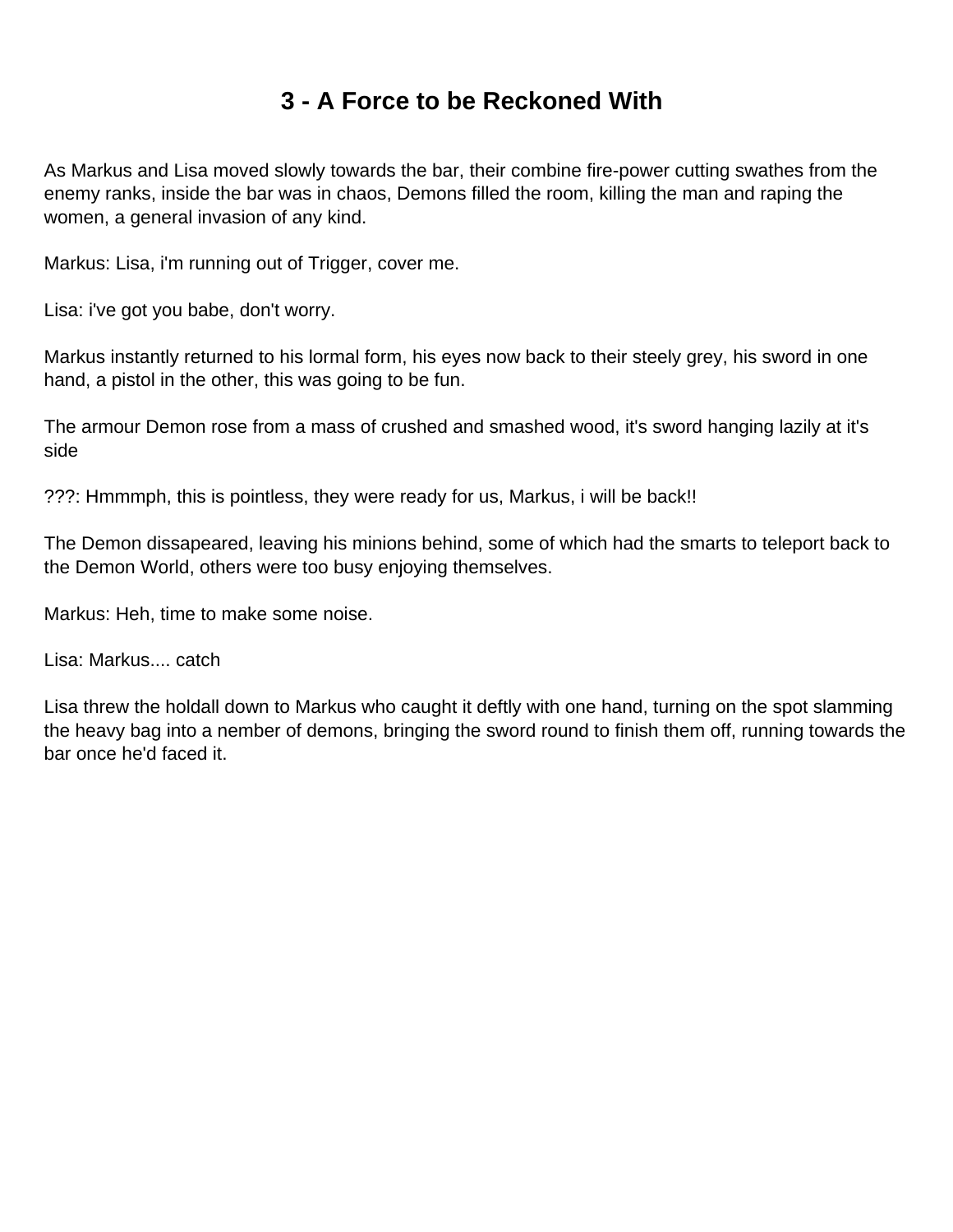# 3 - A Force to be Reckoned With

As Markus and Lisa moved slowly towards the bar, their combine fire-power cutting swathes from the enemy ranks, inside the bar was in chaos, Demons filled the room, killing the man and raping the women, a general invasion of any kind.

Markus: Lisa, i'm running out of Trigger, cover me.

Lisa: i've got you babe, don't worry.

Markus instantly returned to his lormal form, his eyes now back to their steely grey, his sword in one hand, a pistol in the other, this was going to be fun.

The armour Demon rose from a mass of crushed and smashed wood, it's sword hanging lazily at it's side

???: Hmmmph, this is pointless, they were ready for us, Markus, i will be back!!

The Demon dissapeared, leaving his minions behind, some of which had the smarts to teleport back to the Demon World, others were too busy enjoying themselves.

Markus: Heh, time to make some noise.

Lisa: Markus.... catch

Lisa threw the holdall down to Markus who caught it deftly with one hand, turning on the spot slamming the heavy bag into a nember of demons, bringing the sword round to finish them off, running towards the bar once he'd faced it.